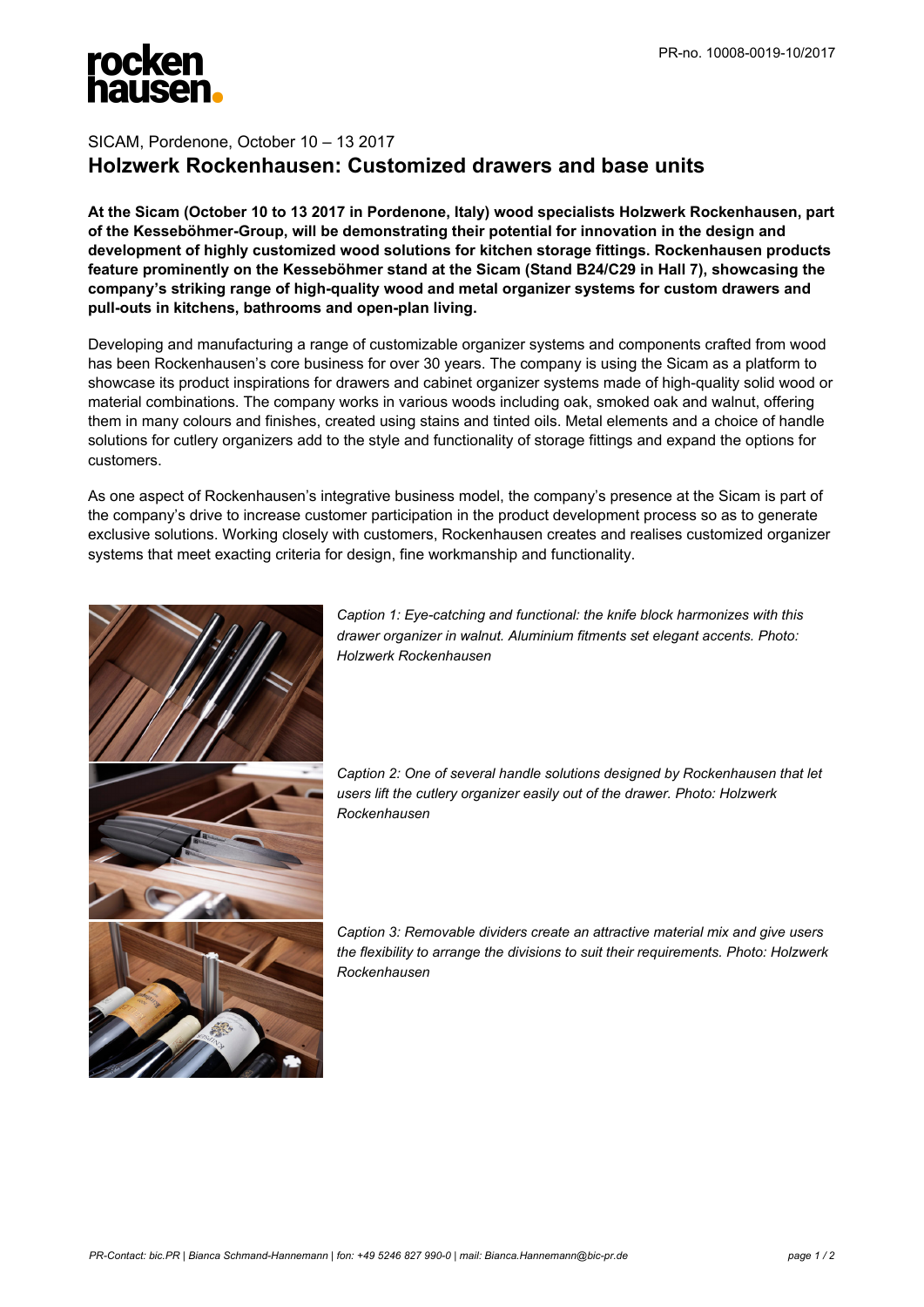PR-no. 10008-0019-10/2017

SICAM, Pordenone, October 10 – 13 2017

# Holzwerk Rockenhausen: Customized drawers and base units

**At the Sicam (October 10 to 13 2017 in Pordenone, Italy) wood specialists Holzwerk Rockenhausen, part of the Kesseböhmer-Group, will be demonstrating their potential for innovation in the design and development of highly customized wood solutions for kitchen storage fittings. Rockenhausen products feature prominently on the Kesseböhmer stand at the Sicam (Stand B24/C29 in Hall 7), showcasing the company's striking range of high-quality wood and metal organizer systems for custom drawers and pull-outs in kitchens, bathrooms and open-plan living.**

Developing and manufacturing a range of customizable organizer systems and components crafted from wood has been Rockenhausen's core business for over 30 years. The company is using the Sicam as a platform to showcase its product inspirations for drawers and cabinet organizer systems made of high-quality solid wood or material combinations. The company works in various woods including oak, smoked oak and walnut, offering them in many colours and finishes, created using stains and tinted oils. Metal elements and a choice of handle solutions for cutlery organizers add to the style and functionality of storage fittings and expand the options for customers.

As one aspect of Rockenhausen's integrative business model, the company's presence at the Sicam is part of the company's drive to increase customer participation in the product development process so as to generate exclusive solutions. Working closely with customers, Rockenhausen creates and realises customized organizer systems that meet exacting criteria for design, fine workmanship and functionality.

*Caption 1: Eye-catching and functional: the knife block harmonizes with this drawer organizer in walnut. Aluminium fitments set elegant accents. Photo: Holzwerk Rockenhausen*

*Caption 2: One of several handle solutions designed by Rockenhausen that let users lift the cutlery organizer easily out of the drawer. Photo: Holzwerk Rockenhausen*

*Caption 3: Removable dividers create an attractive material mix and give users the flexibility to arrange the divisions to suit their requirements. Photo: Holzwerk Rockenhausen*

*PR-Contact: bic.PR | Bianca Schmand-Hannemann | fon: +49 5246 827 990-0 | mail: Bianca.Hannemann@bic-pr.de*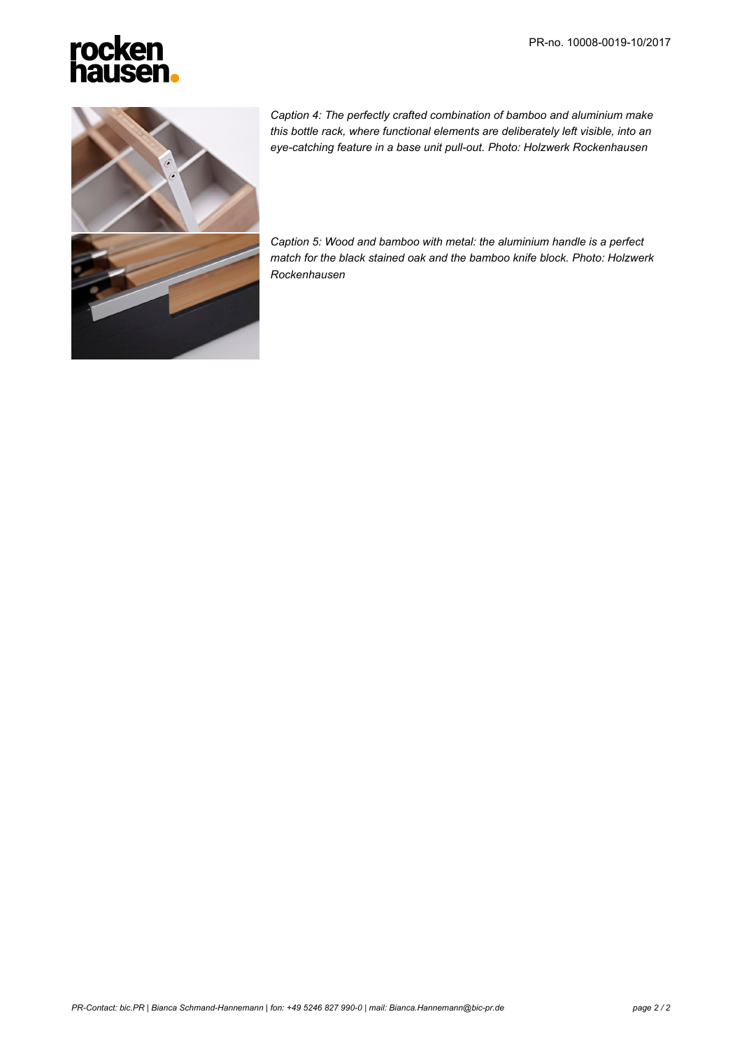PR-no. 10008-0019-10/2017

*Caption 4: The perfectly crafted combination of bamboo and aluminium make this bottle rack, where functional elements are deliberately left visible, into an eye-catching feature in a base unit pull-out. Photo: Holzwerk Rockenhausen*

*Caption 5: Wood and bamboo with metal: the aluminium handle is a perfect match for the black stained oak and the bamboo knife block. Photo: Holzwerk Rockenhausen*

*PR-Contact: bic.PR | Bianca Schmand-Hannemann | fon: +49 5246 827 990-0 | mail: Bianca.Hannemann@bic-pr.de*